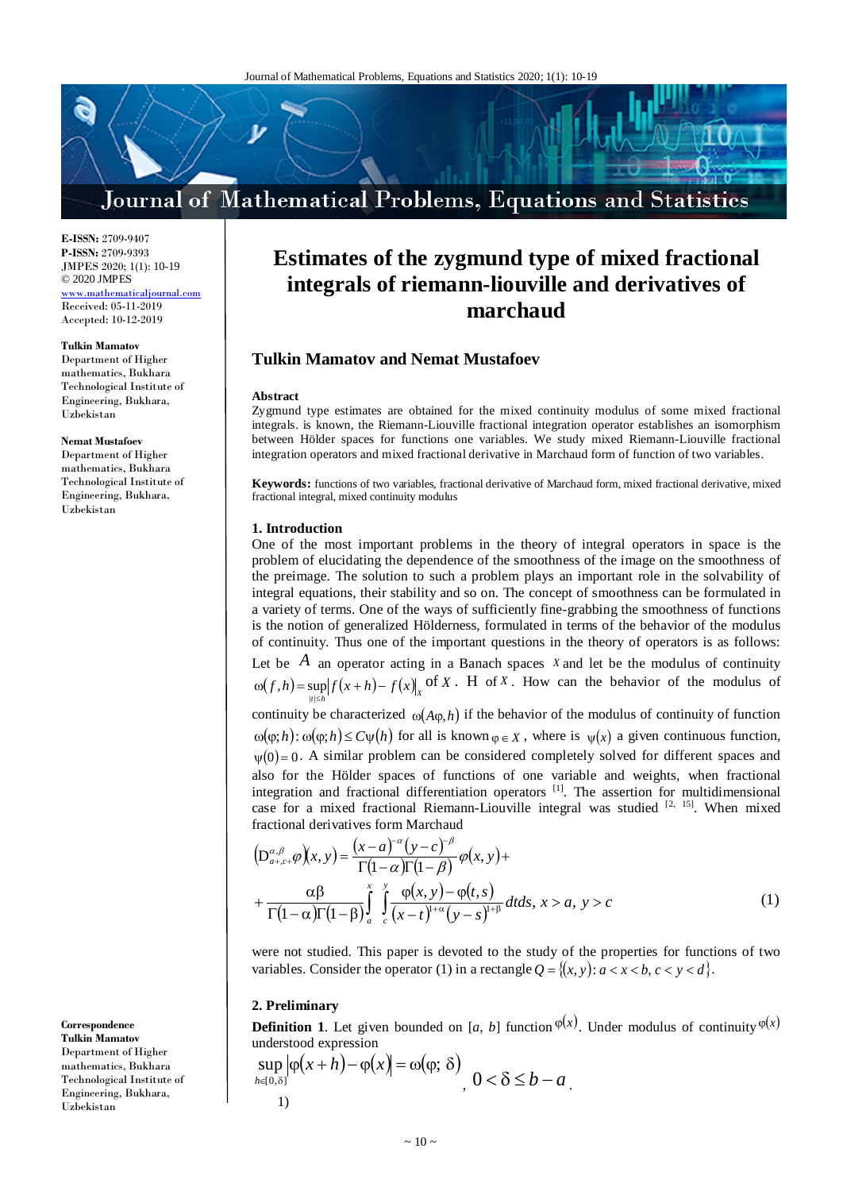E-ISSN: 2709-9407
P-ISSN: 2709-9393
JMPES 2020; 1(1): 10-19
© 2020 JMPES
www.mathematicaljournal.com
Received: 05-11-2019
Accepted: 10-12-2019

**Tulkin Mamatov**
Department of Higher mathematics, Bukhara Technological Institute of Engineering, Bukhara, Uzbekistan

**Nemat Mustafoev**
Department of Higher mathematics, Bukhara Technological Institute of Engineering, Bukhara, Uzbekistan

**Correspondence**
**Tulkin Mamatov**
Department of Higher mathematics, Bukhara Technological Institute of Engineering, Bukhara, Uzbekistan

# Estimates of the zygmund type of mixed fractional integrals of riemann-liouville and derivatives of marchaud

## Tulkin Mamatov and Nemat Mustafoev

**Abstract**

Zygmund type estimates are obtained for the mixed continuity modulus of some mixed fractional integrals. is known, the Riemann-Liouville fractional integration operator establishes an isomorphism between Hölder spaces for functions one variables. We study mixed Riemann-Liouville fractional integration operators and mixed fractional derivative in Marchaud form of function of two variables.

**Keywords:** functions of two variables, fractional derivative of Marchaud form, mixed fractional derivative, mixed fractional integral, mixed continuity modulus

### 1. Introduction

One of the most important problems in the theory of integral operators in space is the problem of elucidating the dependence of the smoothness of the image on the smoothness of the preimage. The solution to such a problem plays an important role in the solvability of integral equations, their stability and so on. The concept of smoothness can be formulated in a variety of terms. One of the ways of sufficiently fine-grabbing the smoothness of functions is the notion of generalized Hölderness, formulated in terms of the behavior of the modulus of continuity. Thus one of the important questions in the theory of operators is as follows: Let be $A$ an operator acting in a Banach spaces $X$ and let be the modulus of continuity $\omega(f,h)=\sup\limits_{|t|\le h}\left\|f(x+h)-f(x)\right\|_X$ of $X$. H of $X$. How can the behavior of the modulus of continuity be characterized $\omega(A\varphi,h)$ if the behavior of the modulus of continuity of function $\omega(\varphi;h):\omega(\varphi;h)\le C\psi(h)$ for all is known $\varphi\in X$, where is $\psi(x)$ a given continuous function, $\psi(0)=0$. A similar problem can be considered completely solved for different spaces and also for the Hölder spaces of functions of one variable and weights, when fractional integration and fractional differentiation operators [1]. The assertion for multidimensional case for a mixed fractional Riemann-Liouville integral was studied [2, 15]. When mixed fractional derivatives form Marchaud

$$\left(D^{\alpha,\beta}_{a+,c+}\varphi\right)(x,y)=\frac{(x-a)^{-\alpha}(y-c)^{-\beta}}{\Gamma(1-\alpha)\Gamma(1-\beta)}\varphi(x,y)+$$
$$+\frac{\alpha\beta}{\Gamma(1-\alpha)\Gamma(1-\beta)}\int_a^x\int_c^y\frac{\varphi(x,y)-\varphi(t,s)}{(x-t)^{1+\alpha}(y-s)^{1+\beta}}dtds,\ x>a,\ y>c \tag{1}$$

were not studied. This paper is devoted to the study of the properties for functions of two variables. Consider the operator (1) in a rectangle $Q=\{(x,y):a<x<b,\ c<y<d\}$.

### 2. Preliminary

**Definition 1**. Let given bounded on [*a*, *b*] function $\varphi(x)$. Under modulus of continuity $\varphi(x)$ understood expression

$$\sup_{h\in[0,\delta]}\left|\varphi(x+h)-\varphi(x)\right|=\omega(\varphi;\ \delta),\quad 0<\delta\le b-a.$$

1)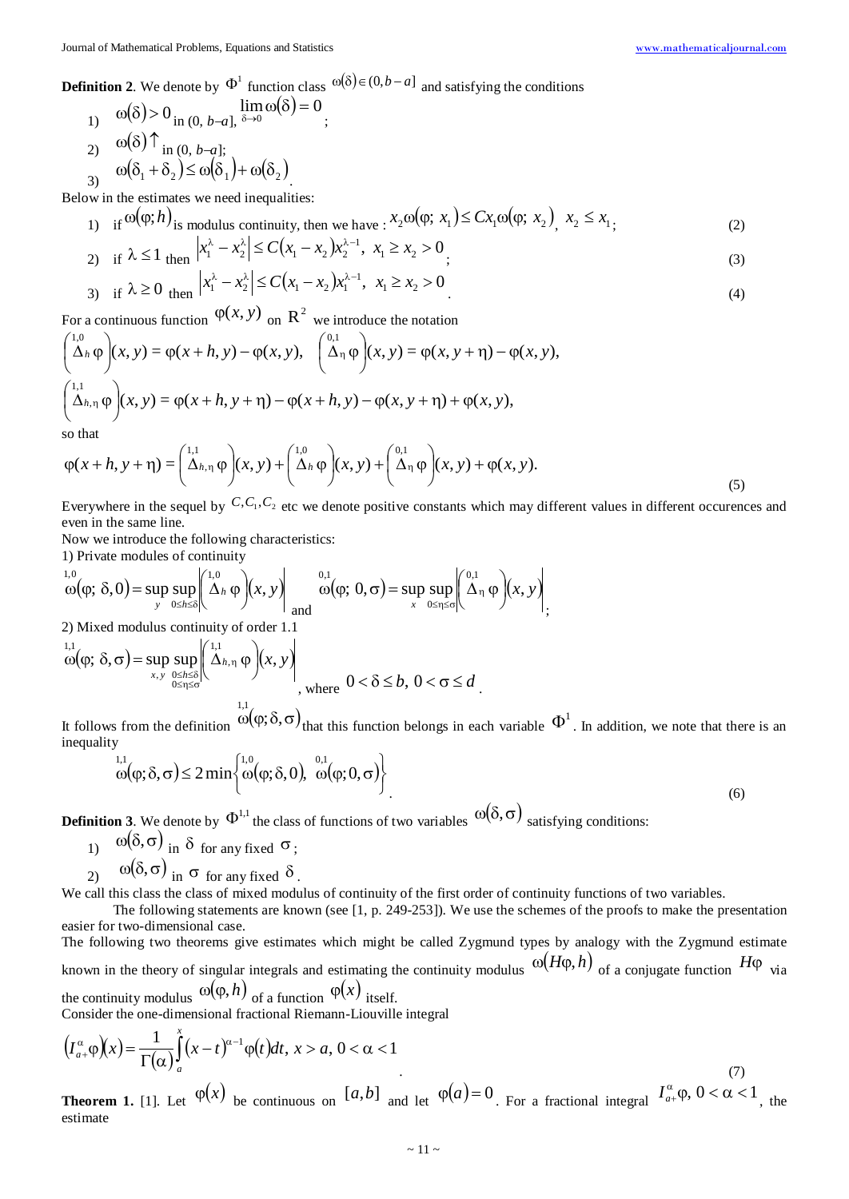**Definition 2**. We denote by $\Phi^1$ function class $\omega(\delta) \in (0, b-a]$ and satisfying the conditions

1) $\omega(\delta) > 0$ in $(0, b\text{–}a]$, $\lim\limits_{\delta \to 0} \omega(\delta) = 0$;
2) $\omega(\delta) \uparrow$ in $(0, b\text{–}a]$;
3) $\omega(\delta_1 + \delta_2) \le \omega(\delta_1) + \omega(\delta_2)$.

Below in the estimates we need inequalities:

1) if $\omega(\varphi; h)$ is modulus continuity, then we have : $x_2 \omega(\varphi;\ x_1) \le C x_1 \omega(\varphi;\ x_2)$, $x_2 \le x_1$; (2)
2) if $\lambda \le 1$ then $\left| x_1^\lambda - x_2^\lambda \right| \le C(x_1 - x_2) x_2^{\lambda - 1},\ x_1 \ge x_2 > 0$; (3)
3) if $\lambda \ge 0$ then $\left| x_1^\lambda - x_2^\lambda \right| \le C(x_1 - x_2) x_1^{\lambda - 1},\ x_1 \ge x_2 > 0$. (4)

For a continuous function $\varphi(x, y)$ on $\mathrm{R}^2$ we introduce the notation

$$\left(\overset{1,0}{\Delta}_h \varphi\right)(x, y) = \varphi(x + h, y) - \varphi(x, y), \quad \left(\overset{0,1}{\Delta}_\eta \varphi\right)(x, y) = \varphi(x, y + \eta) - \varphi(x, y),$$

$$\left(\overset{1,1}{\Delta}_{h,\eta} \varphi\right)(x, y) = \varphi(x + h, y + \eta) - \varphi(x + h, y) - \varphi(x, y + \eta) + \varphi(x, y),$$

so that

$$\varphi(x + h, y + \eta) = \left(\overset{1,1}{\Delta}_{h,\eta} \varphi\right)(x, y) + \left(\overset{1,0}{\Delta}_h \varphi\right)(x, y) + \left(\overset{0,1}{\Delta}_\eta \varphi\right)(x, y) + \varphi(x, y). \tag{5}$$

Everywhere in the sequel by $C, C_1, C_2$ etc we denote positive constants which may different values in different occurences and even in the same line.

Now we introduce the following characteristics:

1) Private modules of continuity

$$\overset{1,0}{\omega}(\varphi;\ \delta, 0) = \sup_y \sup_{0 \le h \le \delta} \left| \left(\overset{1,0}{\Delta}_h \varphi\right)(x, y) \right| \text{ and } \overset{0,1}{\omega}(\varphi;\ 0, \sigma) = \sup_x \sup_{0 \le \eta \le \sigma} \left| \left(\overset{0,1}{\Delta}_\eta \varphi\right)(x, y) \right|;$$

2) Mixed modulus continuity of order 1.1

$$\overset{1,1}{\omega}(\varphi;\ \delta, \sigma) = \sup_{x, y} \sup_{\substack{0 \le h \le \delta \\ 0 \le \eta \le \sigma}} \left| \left(\overset{1,1}{\Delta}_{h,\eta} \varphi\right)(x, y) \right|, \text{ where } 0 < \delta \le b,\ 0 < \sigma \le d.$$

It follows from the definition $\overset{1,1}{\omega}(\varphi; \delta, \sigma)$ that this function belongs in each variable $\Phi^1$. In addition, we note that there is an inequality

$$\overset{1,1}{\omega}(\varphi; \delta, \sigma) \le 2 \min\left\{ \overset{1,0}{\omega}(\varphi; \delta, 0),\ \overset{0,1}{\omega}(\varphi; 0, \sigma) \right\}. \tag{6}$$

**Definition 3**. We denote by $\Phi^{1,1}$ the class of functions of two variables $\omega(\delta, \sigma)$ satisfying conditions:

1) $\omega(\delta, \sigma)$ in $\delta$ for any fixed $\sigma$;
2) $\omega(\delta, \sigma)$ in $\sigma$ for any fixed $\delta$.

We call this class the class of mixed modulus of continuity of the first order of continuity functions of two variables.

The following statements are known (see [1, p. 249-253]). We use the schemes of the proofs to make the presentation easier for two-dimensional case.

The following two theorems give estimates which might be called Zygmund types by analogy with the Zygmund estimate known in the theory of singular integrals and estimating the continuity modulus $\omega(H\varphi, h)$ of a conjugate function $H\varphi$ via the continuity modulus $\omega(\varphi, h)$ of a function $\varphi(x)$ itself.

Consider the one-dimensional fractional Riemann-Liouville integral

$$\left(I_{a+}^\alpha \varphi\right)(x) = \frac{1}{\Gamma(\alpha)} \int_a^x (x - t)^{\alpha - 1} \varphi(t) dt,\ x > a,\ 0 < \alpha < 1. \tag{7}$$

**Theorem 1.** [1]. Let $\varphi(x)$ be continuous on $[a, b]$ and let $\varphi(a) = 0$. For a fractional integral $I_{a+}^\alpha \varphi,\ 0 < \alpha < 1$, the estimate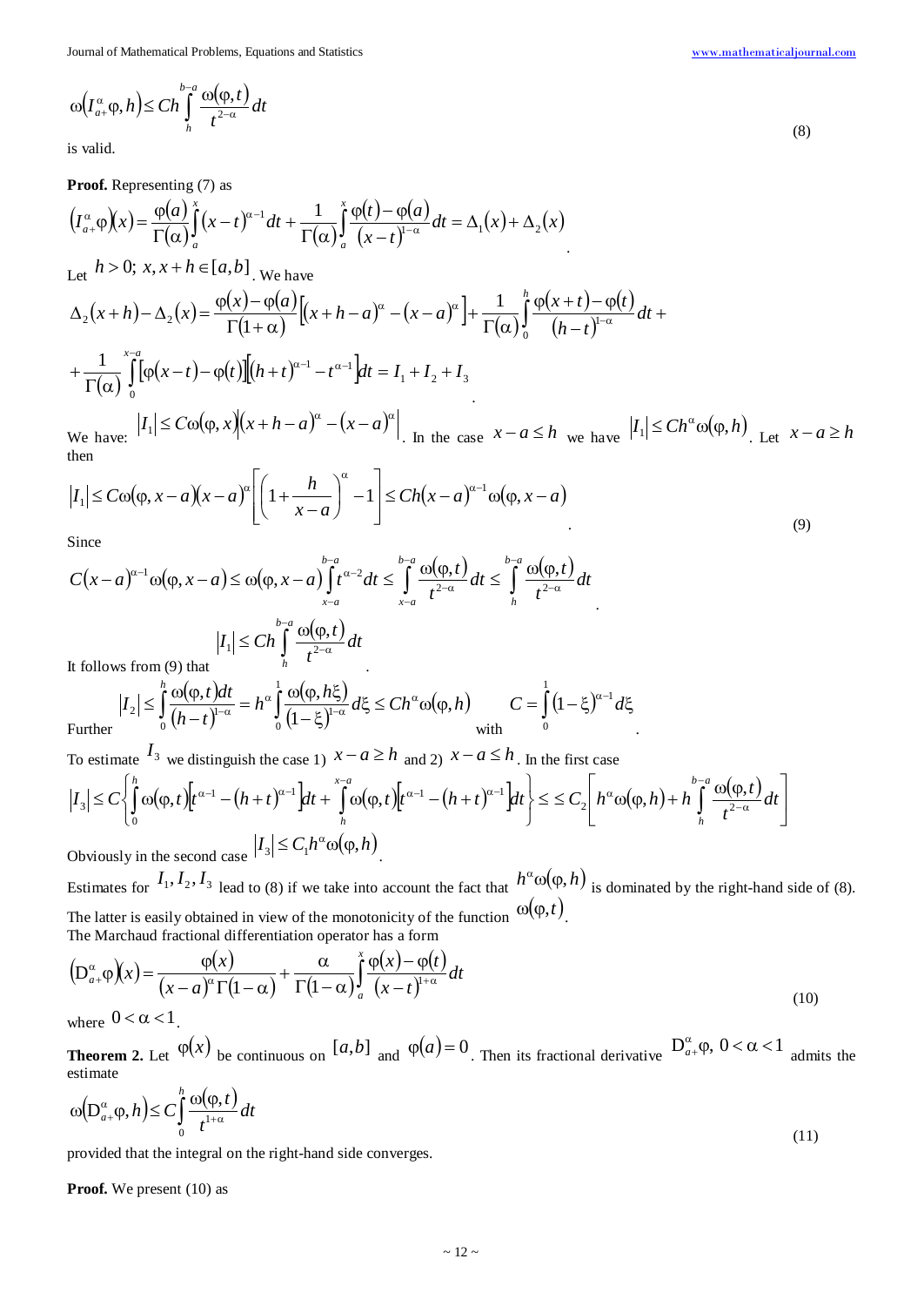$$\omega\left(I_{a+}^{\alpha}\varphi,h\right)\leq Ch\int_{h}^{b-a}\frac{\omega(\varphi,t)}{t^{2-\alpha}}dt \tag{8}$$

is valid.

**Proof.** Representing (7) as

$$\left(I_{a+}^{\alpha}\varphi\right)(x)=\frac{\varphi(a)}{\Gamma(\alpha)}\int_{a}^{x}(x-t)^{\alpha-1}dt+\frac{1}{\Gamma(\alpha)}\int_{a}^{x}\frac{\varphi(t)-\varphi(a)}{(x-t)^{1-\alpha}}dt=\Delta_1(x)+\Delta_2(x)$$

Let $h>0;\ x,x+h\in[a,b]$. We have

$$\Delta_2(x+h)-\Delta_2(x)=\frac{\varphi(x)-\varphi(a)}{\Gamma(1+\alpha)}\left[(x+h-a)^{\alpha}-(x-a)^{\alpha}\right]+\frac{1}{\Gamma(\alpha)}\int_{0}^{h}\frac{\varphi(x+t)-\varphi(t)}{(h-t)^{1-\alpha}}dt+$$

$$+\frac{1}{\Gamma(\alpha)}\int_{0}^{x-a}\left[\varphi(x-t)-\varphi(t)\right]\left[(h+t)^{\alpha-1}-t^{\alpha-1}\right]dt=I_1+I_2+I_3$$

We have: $|I_1|\leq C\omega(\varphi,x)\left|(x+h-a)^{\alpha}-(x-a)^{\alpha}\right|$. In the case $x-a\leq h$ we have $|I_1|\leq Ch^{\alpha}\omega(\varphi,h)$. Let $x-a\geq h$ then

$$|I_1|\leq C\omega(\varphi,x-a)(x-a)^{\alpha}\left[\left(1+\frac{h}{x-a}\right)^{\alpha}-1\right]\leq Ch(x-a)^{\alpha-1}\omega(\varphi,x-a) \tag{9}$$

Since

$$C(x-a)^{\alpha-1}\omega(\varphi,x-a)\leq\omega(\varphi,x-a)\int_{x-a}^{b-a}t^{\alpha-2}dt\leq\int_{x-a}^{b-a}\frac{\omega(\varphi,t)}{t^{2-\alpha}}dt\leq\int_{h}^{b-a}\frac{\omega(\varphi,t)}{t^{2-\alpha}}dt$$

It follows from (9) that

$$|I_1|\leq Ch\int_{h}^{b-a}\frac{\omega(\varphi,t)}{t^{2-\alpha}}dt$$

Further

$$|I_2|\leq\int_{0}^{h}\frac{\omega(\varphi,t)dt}{(h-t)^{1-\alpha}}=h^{\alpha}\int_{0}^{1}\frac{\omega(\varphi,h\xi)}{(1-\xi)^{1-\alpha}}d\xi\leq Ch^{\alpha}\omega(\varphi,h)$$

with $C=\int_{0}^{1}(1-\xi)^{\alpha-1}d\xi$.

To estimate $I_3$ we distinguish the case 1) $x-a\geq h$ and 2) $x-a\leq h$. In the first case

$$|I_3|\leq C\left\{\int_{0}^{h}\omega(\varphi,t)\left[t^{\alpha-1}-(h+t)^{\alpha-1}\right]dt+\int_{h}^{x-a}\omega(\varphi,t)\left[t^{\alpha-1}-(h+t)^{\alpha-1}\right]dt\right\}\leq\leq C_2\left[h^{\alpha}\omega(\varphi,h)+h\int_{h}^{b-a}\frac{\omega(\varphi,t)}{t^{2-\alpha}}dt\right]$$

Obviously in the second case $|I_3|\leq C_1h^{\alpha}\omega(\varphi,h)$.

Estimates for $I_1,I_2,I_3$ lead to (8) if we take into account the fact that $h^{\alpha}\omega(\varphi,h)$ is dominated by the right-hand side of (8). The latter is easily obtained in view of the monotonicity of the function $\omega(\varphi,t)$.

The Marchaud fractional differentiation operator has a form

$$\left(D_{a+}^{\alpha}\varphi\right)(x)=\frac{\varphi(x)}{(x-a)^{\alpha}\Gamma(1-\alpha)}+\frac{\alpha}{\Gamma(1-\alpha)}\int_{a}^{x}\frac{\varphi(x)-\varphi(t)}{(x-t)^{1+\alpha}}dt \tag{10}$$

where $0<\alpha<1$.

**Theorem 2.** Let $\varphi(x)$ be continuous on $[a,b]$ and $\varphi(a)=0$. Then its fractional derivative $D_{a+}^{\alpha}\varphi,\ 0<\alpha<1$ admits the estimate

$$\omega\left(D_{a+}^{\alpha}\varphi,h\right)\leq C\int_{0}^{h}\frac{\omega(\varphi,t)}{t^{1+\alpha}}dt \tag{11}$$

provided that the integral on the right-hand side converges.

**Proof.** We present (10) as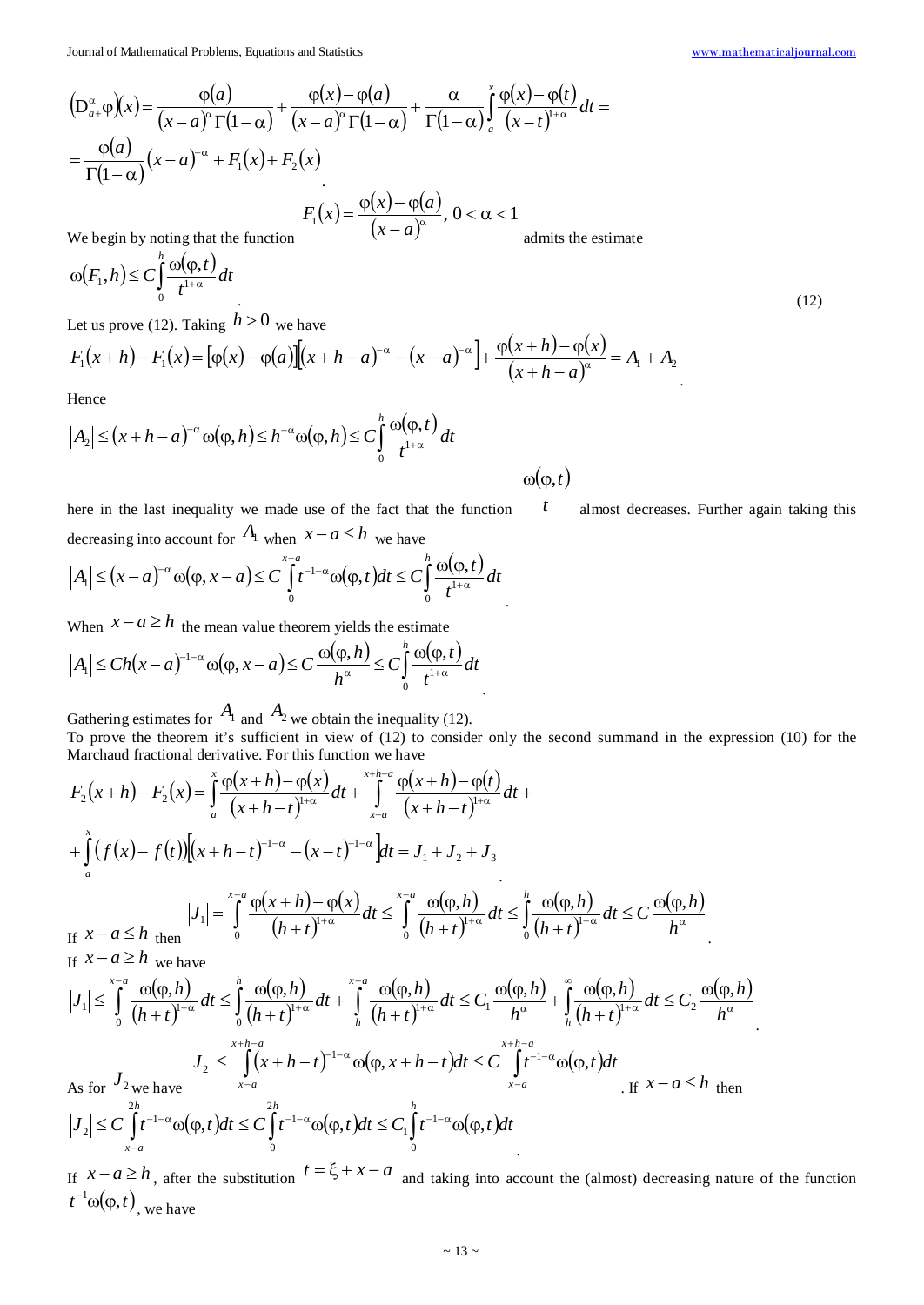$$\left(\mathrm{D}_{a+}^{\alpha}\varphi\right)(x)=\frac{\varphi(a)}{(x-a)^{\alpha}\Gamma(1-\alpha)}+\frac{\varphi(x)-\varphi(a)}{(x-a)^{\alpha}\Gamma(1-\alpha)}+\frac{\alpha}{\Gamma(1-\alpha)}\int_a^x\frac{\varphi(x)-\varphi(t)}{(x-t)^{1+\alpha}}dt=$$

$$=\frac{\varphi(a)}{\Gamma(1-\alpha)}(x-a)^{-\alpha}+F_1(x)+F_2(x)$$

We begin by noting that the function $F_1(x)=\dfrac{\varphi(x)-\varphi(a)}{(x-a)^{\alpha}},\ 0<\alpha<1$ admits the estimate

$$\omega(F_1,h)\le C\int_0^h\frac{\omega(\varphi,t)}{t^{1+\alpha}}dt \tag{12}$$

Let us prove (12). Taking $h>0$ we have

$$F_1(x+h)-F_1(x)=[\varphi(x)-\varphi(a)]\left[(x+h-a)^{-\alpha}-(x-a)^{-\alpha}\right]+\frac{\varphi(x+h)-\varphi(x)}{(x+h-a)^{\alpha}}=A_1+A_2$$

Hence

$$|A_2|\le(x+h-a)^{-\alpha}\omega(\varphi,h)\le h^{-\alpha}\omega(\varphi,h)\le C\int_0^h\frac{\omega(\varphi,t)}{t^{1+\alpha}}dt$$

here in the last inequality we made use of the fact that the function $\dfrac{\omega(\varphi,t)}{t}$ almost decreases. Further again taking this decreasing into account for $A_1$ when $x-a\le h$ we have

$$|A_1|\le(x-a)^{-\alpha}\omega(\varphi,x-a)\le C\int_0^{x-a}t^{-1-\alpha}\omega(\varphi,t)dt\le C\int_0^h\frac{\omega(\varphi,t)}{t^{1+\alpha}}dt$$

When $x-a\ge h$ the mean value theorem yields the estimate

$$|A_1|\le Ch(x-a)^{-1-\alpha}\omega(\varphi,x-a)\le C\frac{\omega(\varphi,h)}{h^{\alpha}}\le C\int_0^h\frac{\omega(\varphi,t)}{t^{1+\alpha}}dt$$

Gathering estimates for $A_1$ and $A_2$ we obtain the inequality (12).

To prove the theorem it's sufficient in view of (12) to consider only the second summand in the expression (10) for the Marchaud fractional derivative. For this function we have

$$F_2(x+h)-F_2(x)=\int_a^x\frac{\varphi(x+h)-\varphi(x)}{(x+h-t)^{1+\alpha}}dt+\int_{x-a}^{x+h-a}\frac{\varphi(x+h)-\varphi(t)}{(x+h-t)^{1+\alpha}}dt+$$

$$+\int_a^x(f(x)-f(t))\left[(x+h-t)^{-1-\alpha}-(x-t)^{-1-\alpha}\right]dt=J_1+J_2+J_3$$

If $x-a\le h$ then $|J_1|=\displaystyle\int_0^{x-a}\frac{\varphi(x+h)-\varphi(x)}{(h+t)^{1+\alpha}}dt\le\int_0^{x-a}\frac{\omega(\varphi,h)}{(h+t)^{1+\alpha}}dt\le\int_0^h\frac{\omega(\varphi,h)}{(h+t)^{1+\alpha}}dt\le C\frac{\omega(\varphi,h)}{h^{\alpha}}$.

If $x-a\ge h$ we have

$$|J_1|\le\int_0^{x-a}\frac{\omega(\varphi,h)}{(h+t)^{1+\alpha}}dt\le\int_0^h\frac{\omega(\varphi,h)}{(h+t)^{1+\alpha}}dt+\int_h^{x-a}\frac{\omega(\varphi,h)}{(h+t)^{1+\alpha}}dt\le C_1\frac{\omega(\varphi,h)}{h^{\alpha}}+\int_h^{\infty}\frac{\omega(\varphi,h)}{(h+t)^{1+\alpha}}dt\le C_2\frac{\omega(\varphi,h)}{h^{\alpha}}$$

As for $J_2$ we have $|J_2|\le\displaystyle\int_{x-a}^{x+h-a}(x+h-t)^{-1-\alpha}\omega(\varphi,x+h-t)dt\le C\int_{x-a}^{x+h-a}t^{-1-\alpha}\omega(\varphi,t)dt$. If $x-a\le h$ then

$$|J_2|\le C\int_{x-a}^{2h}t^{-1-\alpha}\omega(\varphi,t)dt\le C\int_0^{2h}t^{-1-\alpha}\omega(\varphi,t)dt\le C_1\int_0^h t^{-1-\alpha}\omega(\varphi,t)dt$$

If $x-a\ge h$, after the substitution $t=\xi+x-a$ and taking into account the (almost) decreasing nature of the function $t^{-1}\omega(\varphi,t)$, we have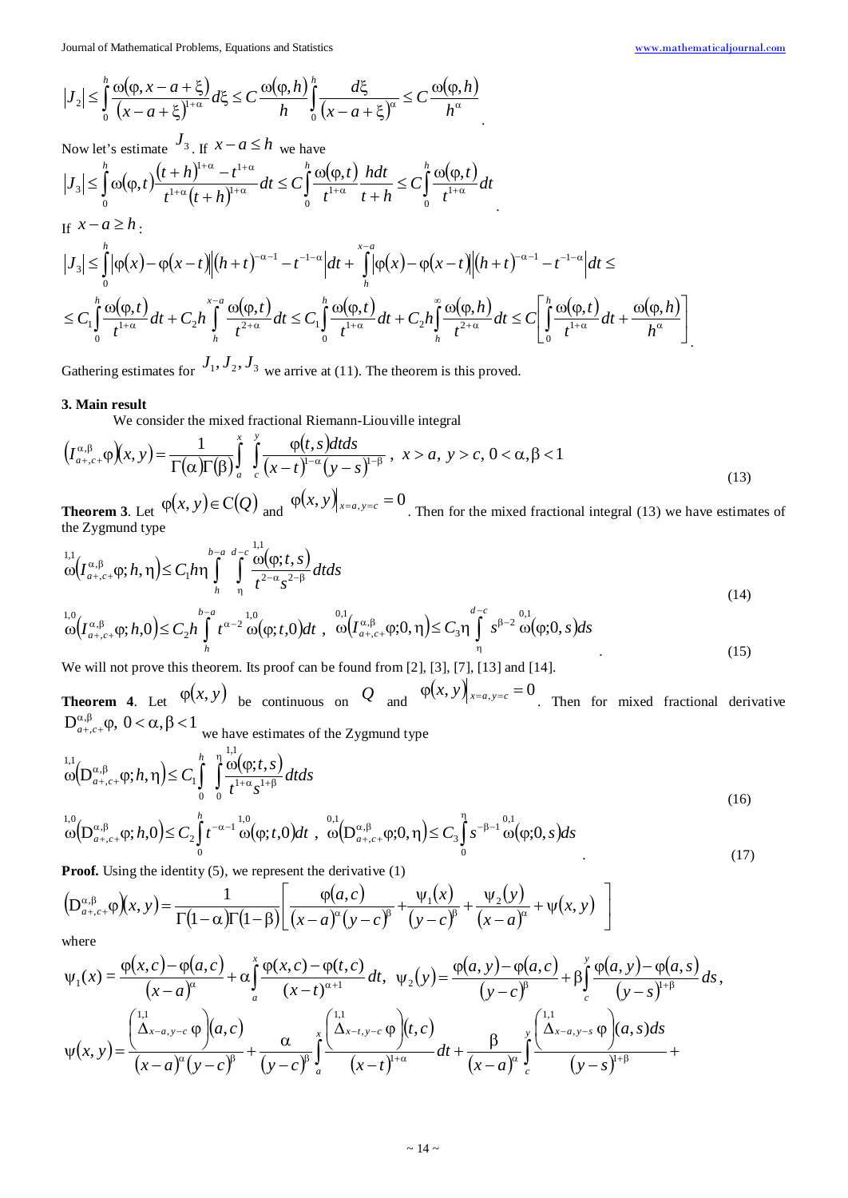$$|J_2| \le \int_0^h \frac{\omega(\varphi, x-a+\xi)}{(x-a+\xi)^{1+\alpha}} d\xi \le C \frac{\omega(\varphi,h)}{h} \int_0^h \frac{d\xi}{(x-a+\xi)^{\alpha}} \le C \frac{\omega(\varphi,h)}{h^{\alpha}}.$$

Now let's estimate $J_3$. If $x-a \le h$ we have

$$|J_3| \le \int_0^h \omega(\varphi,t) \frac{(t+h)^{1+\alpha} - t^{1+\alpha}}{t^{1+\alpha}(t+h)^{1+\alpha}} dt \le C \int_0^h \frac{\omega(\varphi,t)}{t^{1+\alpha}} \frac{h dt}{t+h} \le C \int_0^h \frac{\omega(\varphi,t)}{t^{1+\alpha}} dt.$$

If $x-a \ge h$:

$$|J_3| \le \int_0^h |\varphi(x) - \varphi(x-t)| \left| (h+t)^{-\alpha-1} - t^{-1-\alpha} \right| dt + \int_h^{x-a} |\varphi(x) - \varphi(x-t)| \left| (h+t)^{-\alpha-1} - t^{-1-\alpha} \right| dt \le$$

$$\le C_1 \int_0^h \frac{\omega(\varphi,t)}{t^{1+\alpha}} dt + C_2 h \int_h^{x-a} \frac{\omega(\varphi,t)}{t^{2+\alpha}} dt \le C_1 \int_0^h \frac{\omega(\varphi,t)}{t^{1+\alpha}} dt + C_2 h \int_h^{\infty} \frac{\omega(\varphi,h)}{t^{2+\alpha}} dt \le C \left[ \int_0^h \frac{\omega(\varphi,t)}{t^{1+\alpha}} dt + \frac{\omega(\varphi,h)}{h^{\alpha}} \right].$$

Gathering estimates for $J_1, J_2, J_3$ we arrive at (11). The theorem is this proved.

### 3. Main result

We consider the mixed fractional Riemann-Liouville integral

$$\left(I_{a+,c+}^{\alpha,\beta}\varphi\right)(x,y) = \frac{1}{\Gamma(\alpha)\Gamma(\beta)} \int_a^x \int_c^y \frac{\varphi(t,s) dt ds}{(x-t)^{1-\alpha}(y-s)^{1-\beta}}, \; x>a, \; y>c, \; 0<\alpha,\beta<1 \tag{13}$$

**Theorem 3**. Let $\varphi(x,y) \in C(Q)$ and $\varphi(x,y)\big|_{x=a, y=c} = 0$. Then for the mixed fractional integral (13) we have estimates of the Zygmund type

$$\overset{1,1}{\omega}\left(I_{a+,c+}^{\alpha,\beta}\varphi; h, \eta\right) \le C_1 h \eta \int_h^{b-a} \int_{\eta}^{d-c} \frac{\overset{1,1}{\omega}(\varphi; t, s)}{t^{2-\alpha} s^{2-\beta}} dt ds \tag{14}$$

$$\overset{1,0}{\omega}\left(I_{a+,c+}^{\alpha,\beta}\varphi; h, 0\right) \le C_2 h \int_h^{b-a} t^{\alpha-2} \overset{1,0}{\omega}(\varphi; t, 0) dt, \; \overset{0,1}{\omega}\left(I_{a+,c+}^{\alpha,\beta}\varphi; 0, \eta\right) \le C_3 \eta \int_{\eta}^{d-c} s^{\beta-2} \overset{0,1}{\omega}(\varphi; 0, s) ds. \tag{15}$$

We will not prove this theorem. Its proof can be found from [2], [3], [7], [13] and [14].

**Theorem 4**. Let $\varphi(x,y)$ be continuous on $Q$ and $\varphi(x,y)\big|_{x=a, y=c} = 0$. Then for mixed fractional derivative $D_{a+,c+}^{\alpha,\beta}\varphi, \; 0<\alpha,\beta<1$ we have estimates of the Zygmund type

$$\overset{1,1}{\omega}\left(D_{a+,c+}^{\alpha,\beta}\varphi; h, \eta\right) \le C_1 \int_0^h \int_0^{\eta} \frac{\overset{1,1}{\omega}(\varphi; t, s)}{t^{1+\alpha} s^{1+\beta}} dt ds \tag{16}$$

$$\overset{1,0}{\omega}\left(D_{a+,c+}^{\alpha,\beta}\varphi; h, 0\right) \le C_2 \int_0^h t^{-\alpha-1} \overset{1,0}{\omega}(\varphi; t, 0) dt, \; \overset{0,1}{\omega}\left(D_{a+,c+}^{\alpha,\beta}\varphi; 0, \eta\right) \le C_3 \int_0^{\eta} s^{-\beta-1} \overset{0,1}{\omega}(\varphi; 0, s) ds. \tag{17}$$

**Proof.** Using the identity (5), we represent the derivative (1)

$$\left(D_{a+,c+}^{\alpha,\beta}\varphi\right)(x,y) = \frac{1}{\Gamma(1-\alpha)\Gamma(1-\beta)} \left[ \frac{\varphi(a,c)}{(x-a)^{\alpha}(y-c)^{\beta}} + \frac{\psi_1(x)}{(y-c)^{\beta}} + \frac{\psi_2(y)}{(x-a)^{\alpha}} + \psi(x,y) \right]$$

where

$$\psi_1(x) = \frac{\varphi(x,c) - \varphi(a,c)}{(x-a)^{\alpha}} + \alpha \int_a^x \frac{\varphi(x,c) - \varphi(t,c)}{(x-t)^{\alpha+1}} dt, \;\; \psi_2(y) = \frac{\varphi(a,y) - \varphi(a,c)}{(y-c)^{\beta}} + \beta \int_c^y \frac{\varphi(a,y) - \varphi(a,s)}{(y-s)^{1+\beta}} ds,$$

$$\psi(x,y) = \frac{\left(\overset{1,1}{\Delta}_{x-a,y-c}\varphi\right)(a,c)}{(x-a)^{\alpha}(y-c)^{\beta}} + \frac{\alpha}{(y-c)^{\beta}} \int_a^x \frac{\left(\overset{1,1}{\Delta}_{x-t,y-c}\varphi\right)(t,c)}{(x-t)^{1+\alpha}} dt + \frac{\beta}{(x-a)^{\alpha}} \int_c^y \frac{\left(\overset{1,1}{\Delta}_{x-a,y-s}\varphi\right)(a,s) ds}{(y-s)^{1+\beta}} +$$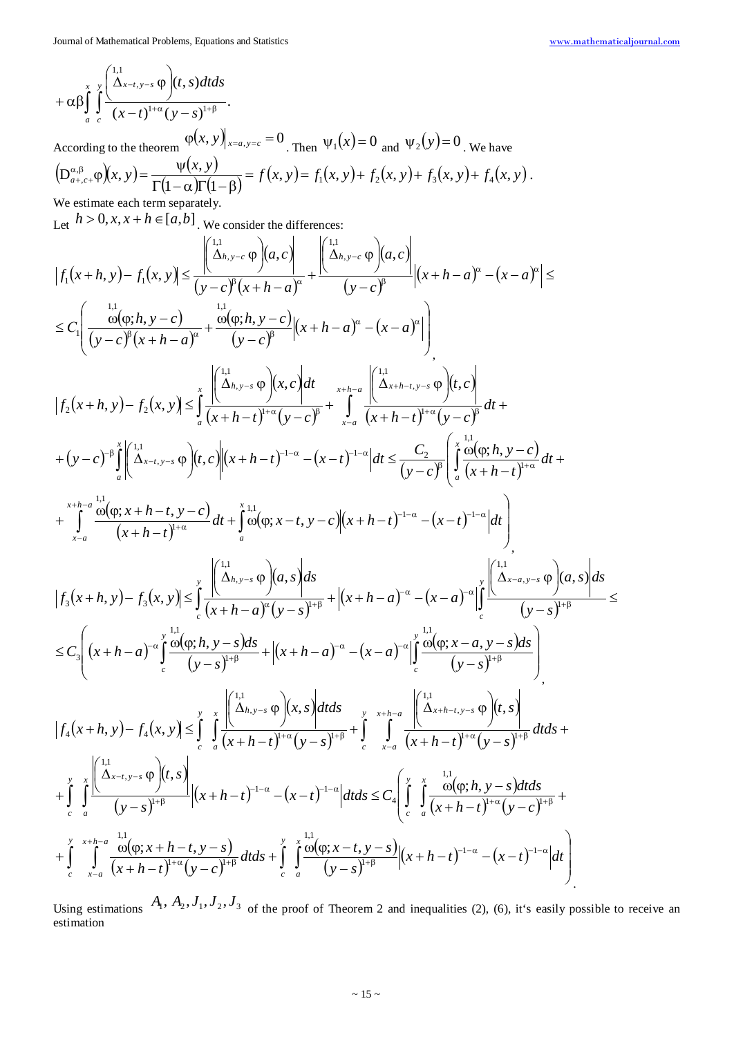$$+\alpha\beta\int_a^x\int_c^y \frac{\left(\overset{1,1}{\Delta}_{x-t,y-s}\varphi\right)(t,s)dtds}{(x-t)^{1+\alpha}(y-s)^{1+\beta}}.$$

According to the theorem $\varphi(x,y)\big|_{x=a,y=c}=0$. Then $\psi_1(x)=0$ and $\psi_2(y)=0$. We have

$$\left(D_{a+,c+}^{\alpha,\beta}\varphi\right)(x,y)=\frac{\psi(x,y)}{\Gamma(1-\alpha)\Gamma(1-\beta)}=f(x,y)=f_1(x,y)+f_2(x,y)+f_3(x,y)+f_4(x,y).$$

We estimate each term separately.

Let $h>0, x, x+h\in[a,b]$. We consider the differences:

$$\left|f_1(x+h,y)-f_1(x,y)\right|\le\frac{\left|\left(\overset{1,1}{\Delta}_{h,y-c}\varphi\right)(a,c)\right|}{(y-c)^{\beta}(x+h-a)^{\alpha}}+\frac{\left|\left(\overset{1,1}{\Delta}_{h,y-c}\varphi\right)(a,c)\right|}{(y-c)^{\beta}}\left|(x+h-a)^{\alpha}-(x-a)^{\alpha}\right|\le$$

$$\le C_1\left(\frac{\overset{1,1}{\omega}(\varphi;h,y-c)}{(y-c)^{\beta}(x+h-a)^{\alpha}}+\frac{\overset{1,1}{\omega}(\varphi;h,y-c)}{(y-c)^{\beta}}\left|(x+h-a)^{\alpha}-(x-a)^{\alpha}\right|\right),$$

$$\left|f_2(x+h,y)-f_2(x,y)\right|\le\int_a^x\frac{\left|\left(\overset{1,1}{\Delta}_{h,y-s}\varphi\right)(x,c)\right|dt}{(x+h-t)^{1+\alpha}(y-c)^{\beta}}+\int_{x-a}^{x+h-a}\frac{\left|\left(\overset{1,1}{\Delta}_{x+h-t,y-s}\varphi\right)(t,c)\right|}{(x+h-t)^{1+\alpha}(y-c)^{\beta}}dt+$$

$$+(y-c)^{-\beta}\int_a^x\left|\left(\overset{1,1}{\Delta}_{x-t,y-s}\varphi\right)(t,c)\right|\left|(x+h-t)^{-1-\alpha}-(x-t)^{-1-\alpha}\right|dt\le\frac{C_2}{(y-c)^{\beta}}\left(\int_a^x\frac{\overset{1,1}{\omega}(\varphi;h,y-c)}{(x+h-t)^{1+\alpha}}dt+\right.$$

$$\left.+\int_{x-a}^{x+h-a}\frac{\overset{1,1}{\omega}(\varphi;x+h-t,y-c)}{(x+h-t)^{1+\alpha}}dt+\int_a^x\overset{1,1}{\omega}(\varphi;x-t,y-c)\left|(x+h-t)^{-1-\alpha}-(x-t)^{-1-\alpha}\right|dt\right),$$

$$\left|f_3(x+h,y)-f_3(x,y)\right|\le\int_c^y\frac{\left|\left(\overset{1,1}{\Delta}_{h,y-s}\varphi\right)(a,s)\right|ds}{(x+h-a)^{\alpha}(y-s)^{1+\beta}}+\left|(x+h-a)^{-\alpha}-(x-a)^{-\alpha}\right|\int_c^y\frac{\left|\left(\overset{1,1}{\Delta}_{x-a,y-s}\varphi\right)(a,s)\right|ds}{(y-s)^{1+\beta}}\le$$

$$\le C_3\left((x+h-a)^{-\alpha}\int_c^y\frac{\overset{1,1}{\omega}(\varphi;h,y-s)ds}{(y-s)^{1+\beta}}+\left|(x+h-a)^{-\alpha}-(x-a)^{-\alpha}\right|\int_c^y\frac{\overset{1,1}{\omega}(\varphi;x-a,y-s)ds}{(y-s)^{1+\beta}}\right),$$

$$\left|f_4(x+h,y)-f_4(x,y)\right|\le\int_c^y\int_a^x\frac{\left|\left(\overset{1,1}{\Delta}_{h,y-s}\varphi\right)(x,s)\right|dtds}{(x+h-t)^{1+\alpha}(y-s)^{1+\beta}}+\int_c^y\int_{x-a}^{x+h-a}\frac{\left|\left(\overset{1,1}{\Delta}_{x+h-t,y-s}\varphi\right)(t,s)\right|}{(x+h-t)^{1+\alpha}(y-s)^{1+\beta}}dtds+$$

$$+\int_c^y\int_a^x\frac{\left|\left(\overset{1,1}{\Delta}_{x-t,y-s}\varphi\right)(t,s)\right|}{(y-s)^{1+\beta}}\left|(x+h-t)^{-1-\alpha}-(x-t)^{-1-\alpha}\right|dtds\le C_4\left(\int_c^y\int_a^x\frac{\overset{1,1}{\omega}(\varphi;h,y-s)dtds}{(x+h-t)^{1+\alpha}(y-c)^{1+\beta}}+\right.$$

$$\left.+\int_c^y\int_{x-a}^{x+h-a}\frac{\overset{1,1}{\omega}(\varphi;x+h-t,y-s)}{(x+h-t)^{1+\alpha}(y-c)^{1+\beta}}dtds+\int_c^y\int_a^x\frac{\overset{1,1}{\omega}(\varphi;x-t,y-s)}{(y-s)^{1+\beta}}\left|(x+h-t)^{-1-\alpha}-(x-t)^{-1-\alpha}\right|dt\right).$$

Using estimations $A_1, A_2, J_1, J_2, J_3$ of the proof of Theorem 2 and inequalities (2), (6), it's easily possible to receive an estimation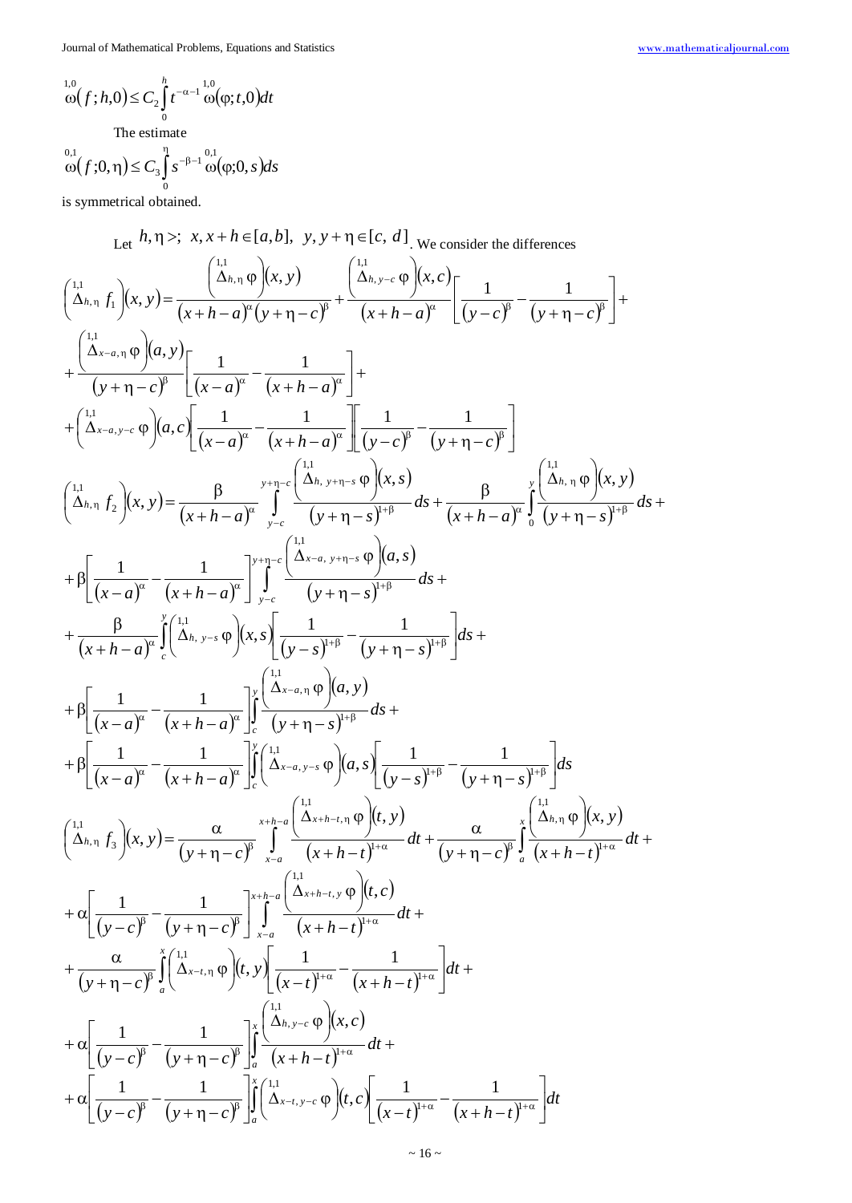$$\overset{1,0}{\omega}(f;h,0)\le C_2\int_0^h t^{-\alpha-1}\,\overset{1,0}{\omega}(\varphi;t,0)dt$$

The estimate

$$\overset{0,1}{\omega}(f;0,\eta)\le C_3\int_0^\eta s^{-\beta-1}\,\overset{0,1}{\omega}(\varphi;0,s)ds$$

is symmetrical obtained.

Let $h,\eta>;\ x,x+h\in[a,b],\ y,y+\eta\in[c,\ d]$. We consider the differences

$$\left(\overset{1,1}{\Delta}_{h,\eta}\,f_1\right)(x,y)=\frac{\left(\overset{1,1}{\Delta}_{h,\eta}\,\varphi\right)(x,y)}{(x+h-a)^{\alpha}(y+\eta-c)^{\beta}}+\frac{\left(\overset{1,1}{\Delta}_{h,y-c}\,\varphi\right)(x,c)}{(x+h-a)^{\alpha}}\left[\frac{1}{(y-c)^{\beta}}-\frac{1}{(y+\eta-c)^{\beta}}\right]+$$

$$+\frac{\left(\overset{1,1}{\Delta}_{x-a,\eta}\,\varphi\right)(a,y)}{(y+\eta-c)^{\beta}}\left[\frac{1}{(x-a)^{\alpha}}-\frac{1}{(x+h-a)^{\alpha}}\right]+$$

$$+\left(\overset{1,1}{\Delta}_{x-a,y-c}\,\varphi\right)(a,c)\left[\frac{1}{(x-a)^{\alpha}}-\frac{1}{(x+h-a)^{\alpha}}\right]\left[\frac{1}{(y-c)^{\beta}}-\frac{1}{(y+\eta-c)^{\beta}}\right]$$

$$\left(\overset{1,1}{\Delta}_{h,\eta}\,f_2\right)(x,y)=\frac{\beta}{(x+h-a)^{\alpha}}\int_{y-c}^{y+\eta-c}\frac{\left(\overset{1,1}{\Delta}_{h,\ y+\eta-s}\,\varphi\right)(x,s)}{(y+\eta-s)^{1+\beta}}ds+\frac{\beta}{(x+h-a)^{\alpha}}\int_0^y\frac{\left(\overset{1,1}{\Delta}_{h,\ \eta}\,\varphi\right)(x,y)}{(y+\eta-s)^{1+\beta}}ds+$$

$$+\beta\left[\frac{1}{(x-a)^{\alpha}}-\frac{1}{(x+h-a)^{\alpha}}\right]\int_{y-c}^{y+\eta-c}\frac{\left(\overset{1,1}{\Delta}_{x-a,\ y+\eta-s}\,\varphi\right)(a,s)}{(y+\eta-s)^{1+\beta}}ds+$$

$$+\frac{\beta}{(x+h-a)^{\alpha}}\int_c^y\left(\overset{1,1}{\Delta}_{h,\ y-s}\,\varphi\right)(x,s)\left[\frac{1}{(y-s)^{1+\beta}}-\frac{1}{(y+\eta-s)^{1+\beta}}\right]ds+$$

$$+\beta\left[\frac{1}{(x-a)^{\alpha}}-\frac{1}{(x+h-a)^{\alpha}}\right]\int_c^y\frac{\left(\overset{1,1}{\Delta}_{x-a,\eta}\,\varphi\right)(a,y)}{(y+\eta-s)^{1+\beta}}ds+$$

$$+\beta\left[\frac{1}{(x-a)^{\alpha}}-\frac{1}{(x+h-a)^{\alpha}}\right]\int_c^y\left(\overset{1,1}{\Delta}_{x-a,y-s}\,\varphi\right)(a,s)\left[\frac{1}{(y-s)^{1+\beta}}-\frac{1}{(y+\eta-s)^{1+\beta}}\right]ds$$

$$\left(\overset{1,1}{\Delta}_{h,\eta}\,f_3\right)(x,y)=\frac{\alpha}{(y+\eta-c)^{\beta}}\int_{x-a}^{x+h-a}\frac{\left(\overset{1,1}{\Delta}_{x+h-t,\eta}\,\varphi\right)(t,y)}{(x+h-t)^{1+\alpha}}dt+\frac{\alpha}{(y+\eta-c)^{\beta}}\int_a^x\frac{\left(\overset{1,1}{\Delta}_{h,\ \eta}\,\varphi\right)(x,y)}{(x+h-t)^{1+\alpha}}dt+$$

$$+\alpha\left[\frac{1}{(y-c)^{\beta}}-\frac{1}{(y+\eta-c)^{\beta}}\right]\int_{x-a}^{x+h-a}\frac{\left(\overset{1,1}{\Delta}_{x+h-t,y}\,\varphi\right)(t,c)}{(x+h-t)^{1+\alpha}}dt+$$

$$+\frac{\alpha}{(y+\eta-c)^{\beta}}\int_a^x\left(\overset{1,1}{\Delta}_{x-t,\eta}\,\varphi\right)(t,y)\left[\frac{1}{(x-t)^{1+\alpha}}-\frac{1}{(x+h-t)^{1+\alpha}}\right]dt+$$

$$+\alpha\left[\frac{1}{(y-c)^{\beta}}-\frac{1}{(y+\eta-c)^{\beta}}\right]\int_a^x\frac{\left(\overset{1,1}{\Delta}_{h,\ y-c}\,\varphi\right)(x,c)}{(x+h-t)^{1+\alpha}}dt+$$

$$+\alpha\left[\frac{1}{(y-c)^{\beta}}-\frac{1}{(y+\eta-c)^{\beta}}\right]\int_a^x\left(\overset{1,1}{\Delta}_{x-t,y-c}\,\varphi\right)(t,c)\left[\frac{1}{(x-t)^{1+\alpha}}-\frac{1}{(x+h-t)^{1+\alpha}}\right]dt$$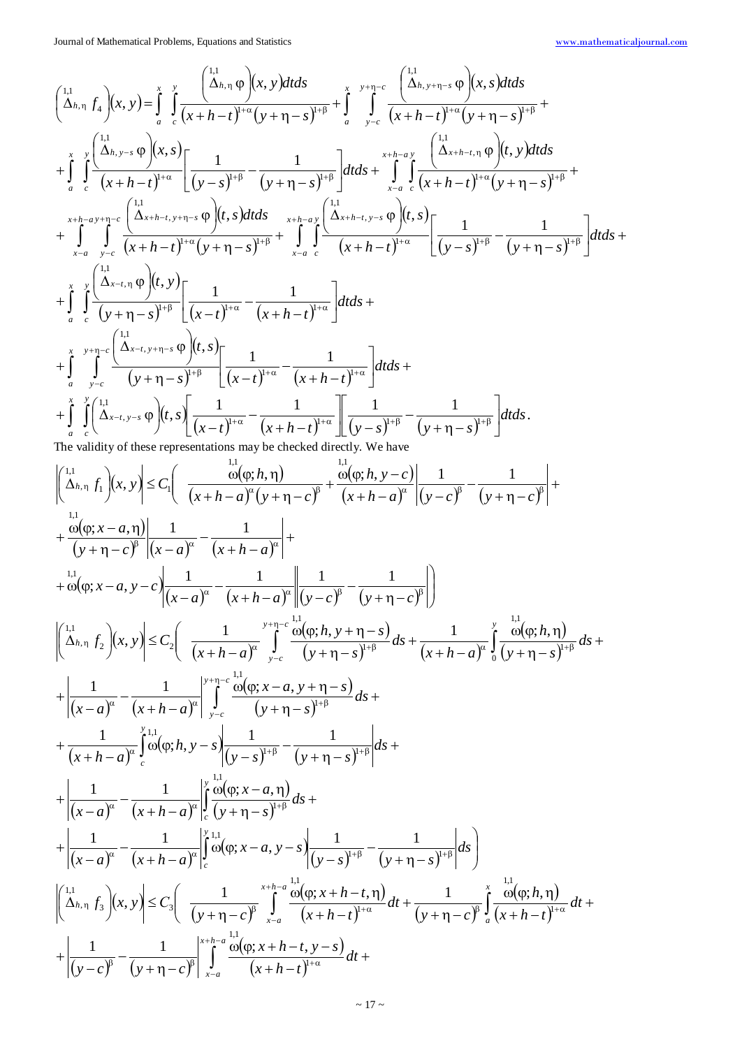$$\left(\overset{1,1}{\Delta}_{h,\eta} f_4\right)(x,y)=\int_a^x\int_c^y \frac{\left(\overset{1,1}{\Delta}_{h,\eta}\varphi\right)(x,y)dtds}{(x+h-t)^{1+\alpha}(y+\eta-s)^{1+\beta}}+\int_a^x\int_{y-c}^{y+\eta-c}\frac{\left(\overset{1,1}{\Delta}_{h,y+\eta-s}\varphi\right)(x,s)dtds}{(x+h-t)^{1+\alpha}(y+\eta-s)^{1+\beta}}+$$

$$+\int_a^x\int_c^y\frac{\left(\overset{1,1}{\Delta}_{h,y-s}\varphi\right)(x,s)}{(x+h-t)^{1+\alpha}}\left[\frac{1}{(y-s)^{1+\beta}}-\frac{1}{(y+\eta-s)^{1+\beta}}\right]dtds+\int_{x-a}^{x+h-a}\int_c^y\frac{\left(\overset{1,1}{\Delta}_{x+h-t,\eta}\varphi\right)(t,y)dtds}{(x+h-t)^{1+\alpha}(y+\eta-s)^{1+\beta}}+$$

$$+\int_{x-a}^{x+h-a}\int_{y-c}^{y+\eta-c}\frac{\left(\overset{1,1}{\Delta}_{x+h-t,y+\eta-s}\varphi\right)(t,s)dtds}{(x+h-t)^{1+\alpha}(y+\eta-s)^{1+\beta}}+\int_{x-a}^{x+h-a}\int_c^y\frac{\left(\overset{1,1}{\Delta}_{x+h-t,y-s}\varphi\right)(t,s)}{(x+h-t)^{1+\alpha}}\left[\frac{1}{(y-s)^{1+\beta}}-\frac{1}{(y+\eta-s)^{1+\beta}}\right]dtds+$$

$$+\int_a^x\int_c^y\frac{\left(\overset{1,1}{\Delta}_{x-t,\eta}\varphi\right)(t,y)}{(y+\eta-s)^{1+\beta}}\left[\frac{1}{(x-t)^{1+\alpha}}-\frac{1}{(x+h-t)^{1+\alpha}}\right]dtds+$$

$$+\int_a^x\int_{y-c}^{y+\eta-c}\frac{\left(\overset{1,1}{\Delta}_{x-t,y+\eta-s}\varphi\right)(t,s)}{(y+\eta-s)^{1+\beta}}\left[\frac{1}{(x-t)^{1+\alpha}}-\frac{1}{(x+h-t)^{1+\alpha}}\right]dtds+$$

$$+\int_a^x\int_c^y\left(\overset{1,1}{\Delta}_{x-t,y-s}\varphi\right)(t,s)\left[\frac{1}{(x-t)^{1+\alpha}}-\frac{1}{(x+h-t)^{1+\alpha}}\right]\left[\frac{1}{(y-s)^{1+\beta}}-\frac{1}{(y+\eta-s)^{1+\beta}}\right]dtds.$$

The validity of these representations may be checked directly. We have

$$\left|\left(\overset{1,1}{\Delta}_{h,\eta} f_1\right)(x,y)\right|\le C_1\left(\frac{\overset{1,1}{\omega}(\varphi;h,\eta)}{(x+h-a)^{\alpha}(y+\eta-c)^{\beta}}+\frac{\overset{1,1}{\omega}(\varphi;h,y-c)}{(x+h-a)^{\alpha}}\left|\frac{1}{(y-c)^{\beta}}-\frac{1}{(y+\eta-c)^{\beta}}\right|+\right.$$

$$+\frac{\overset{1,1}{\omega}(\varphi;x-a,\eta)}{(y+\eta-c)^{\beta}}\left|\frac{1}{(x-a)^{\alpha}}-\frac{1}{(x+h-a)^{\alpha}}\right|+$$

$$\left.+\overset{1,1}{\omega}(\varphi;x-a,y-c)\left|\frac{1}{(x-a)^{\alpha}}-\frac{1}{(x+h-a)^{\alpha}}\right|\left|\frac{1}{(y-c)^{\beta}}-\frac{1}{(y+\eta-c)^{\beta}}\right|\right)$$

$$\left|\left(\overset{1,1}{\Delta}_{h,\eta} f_2\right)(x,y)\right|\le C_2\left(\frac{1}{(x+h-a)^{\alpha}}\int_{y-c}^{y+\eta-c}\frac{\overset{1,1}{\omega}(\varphi;h,y+\eta-s)}{(y+\eta-s)^{1+\beta}}ds+\frac{1}{(x+h-a)^{\alpha}}\int_0^y\frac{\overset{1,1}{\omega}(\varphi;h,\eta)}{(y+\eta-s)^{1+\beta}}ds+\right.$$

$$+\left|\frac{1}{(x-a)^{\alpha}}-\frac{1}{(x+h-a)^{\alpha}}\right|\int_{y-c}^{y+\eta-c}\frac{\overset{1,1}{\omega}(\varphi;x-a,y+\eta-s)}{(y+\eta-s)^{1+\beta}}ds+$$

$$+\frac{1}{(x+h-a)^{\alpha}}\int_c^y\overset{1,1}{\omega}(\varphi;h,y-s)\left|\frac{1}{(y-s)^{1+\beta}}-\frac{1}{(y+\eta-s)^{1+\beta}}\right|ds+$$

$$+\left|\frac{1}{(x-a)^{\alpha}}-\frac{1}{(x+h-a)^{\alpha}}\right|\int_c^y\frac{\overset{1,1}{\omega}(\varphi;x-a,\eta)}{(y+\eta-s)^{1+\beta}}ds+$$

$$\left.+\left|\frac{1}{(x-a)^{\alpha}}-\frac{1}{(x+h-a)^{\alpha}}\right|\int_c^y\overset{1,1}{\omega}(\varphi;x-a,y-s)\left|\frac{1}{(y-s)^{1+\beta}}-\frac{1}{(y+\eta-s)^{1+\beta}}\right|ds\right)$$

$$\left|\left(\overset{1,1}{\Delta}_{h,\eta} f_3\right)(x,y)\right|\le C_3\left(\frac{1}{(y+\eta-c)^{\beta}}\int_{x-a}^{x+h-a}\frac{\overset{1,1}{\omega}(\varphi;x+h-t,\eta)}{(x+h-t)^{1+\alpha}}dt+\frac{1}{(y+\eta-c)^{\beta}}\int_a^x\frac{\overset{1,1}{\omega}(\varphi;h,\eta)}{(x+h-t)^{1+\alpha}}dt+\right.$$

$$+\left|\frac{1}{(y-c)^{\beta}}-\frac{1}{(y+\eta-c)^{\beta}}\right|\int_{x-a}^{x+h-a}\frac{\overset{1,1}{\omega}(\varphi;x+h-t,y-s)}{(x+h-t)^{1+\alpha}}dt+$$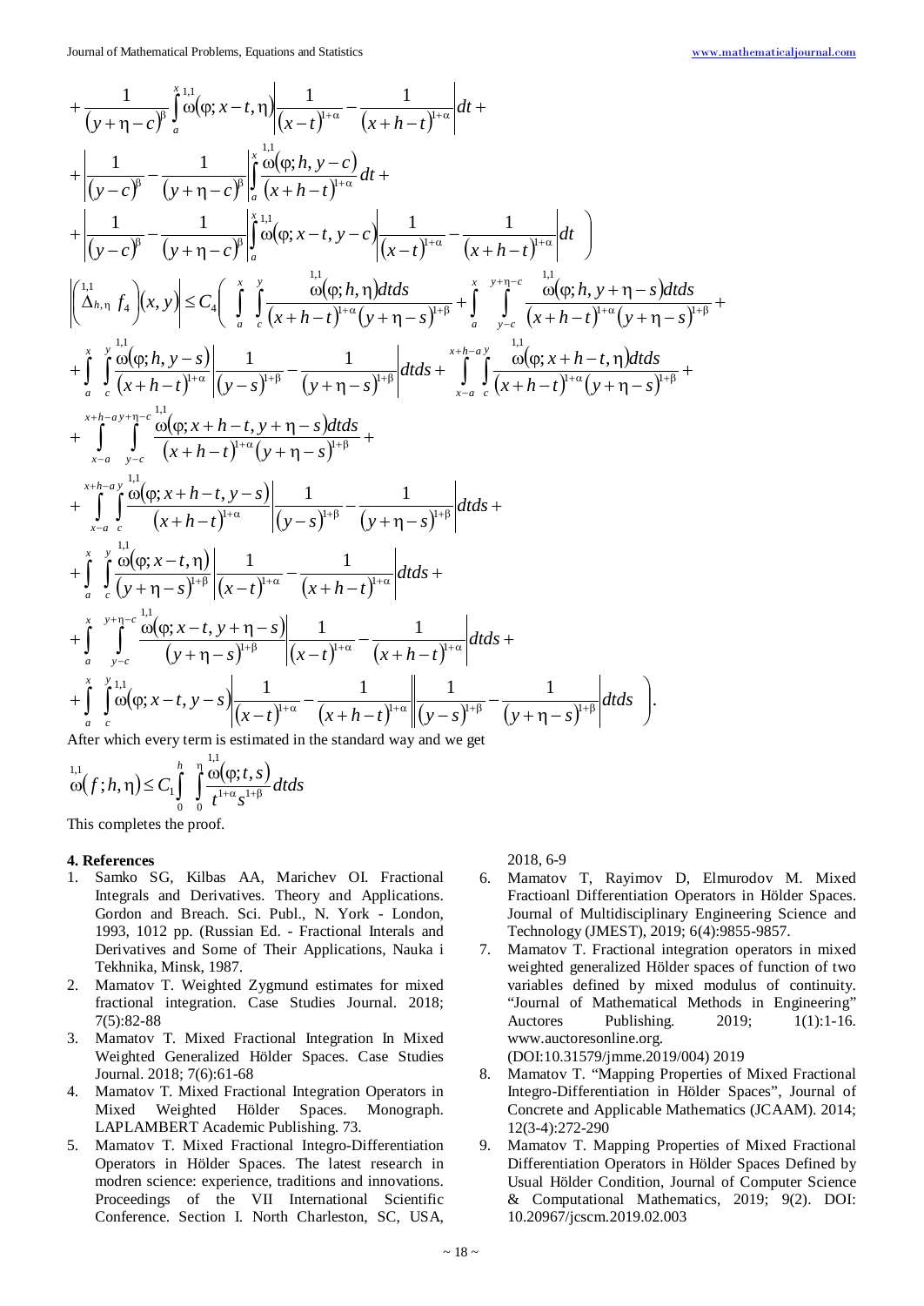$$
+\frac{1}{(y+\eta-c)^{\beta}}\int_a^x \overset{1,1}{\omega}(\varphi;x-t,\eta)\left|\frac{1}{(x-t)^{1+\alpha}}-\frac{1}{(x+h-t)^{1+\alpha}}\right|dt+
$$

$$
+\left|\frac{1}{(y-c)^{\beta}}-\frac{1}{(y+\eta-c)^{\beta}}\right|\int_a^x \frac{\overset{1,1}{\omega}(\varphi;h,y-c)}{(x+h-t)^{1+\alpha}}dt+
$$

$$
+\left|\frac{1}{(y-c)^{\beta}}-\frac{1}{(y+\eta-c)^{\beta}}\right|\int_a^x \overset{1,1}{\omega}(\varphi;x-t,y-c)\left|\frac{1}{(x-t)^{1+\alpha}}-\frac{1}{(x+h-t)^{1+\alpha}}\right|dt\;\Bigg)
$$

$$
\left|\left(\overset{1,1}{\Delta}_{h,\eta} f_4\right)(x,y)\right|\le C_4\Bigg(\int_a^x\int_c^y \frac{\overset{1,1}{\omega}(\varphi;h,\eta)dtds}{(x+h-t)^{1+\alpha}(y+\eta-s)^{1+\beta}}+\int_a^x\int_{y-c}^{y+\eta-c}\frac{\overset{1,1}{\omega}(\varphi;h,y+\eta-s)dtds}{(x+h-t)^{1+\alpha}(y+\eta-s)^{1+\beta}}+
$$

$$
+\int_a^x\int_c^y \frac{\overset{1,1}{\omega}(\varphi;h,y-s)}{(x+h-t)^{1+\alpha}}\left|\frac{1}{(y-s)^{1+\beta}}-\frac{1}{(y+\eta-s)^{1+\beta}}\right|dtds+\int_{x-a}^{x+h-a}\int_c^y\frac{\overset{1,1}{\omega}(\varphi;x+h-t,\eta)dtds}{(x+h-t)^{1+\alpha}(y+\eta-s)^{1+\beta}}+
$$

$$
+\int_{x-a}^{x+h-a}\int_{y-c}^{y+\eta-c}\frac{\overset{1,1}{\omega}(\varphi;x+h-t,y+\eta-s)dtds}{(x+h-t)^{1+\alpha}(y+\eta-s)^{1+\beta}}+
$$

$$
+\int_{x-a}^{x+h-a}\int_c^y\frac{\overset{1,1}{\omega}(\varphi;x+h-t,y-s)}{(x+h-t)^{1+\alpha}}\left|\frac{1}{(y-s)^{1+\beta}}-\frac{1}{(y+\eta-s)^{1+\beta}}\right|dtds+
$$

$$
+\int_a^x\int_c^y\frac{\overset{1,1}{\omega}(\varphi;x-t,\eta)}{(y+\eta-s)^{1+\beta}}\left|\frac{1}{(x-t)^{1+\alpha}}-\frac{1}{(x+h-t)^{1+\alpha}}\right|dtds+
$$

$$
+\int_a^x\int_{y-c}^{y+\eta-c}\frac{\overset{1,1}{\omega}(\varphi;x-t,y+\eta-s)}{(y+\eta-s)^{1+\beta}}\left|\frac{1}{(x-t)^{1+\alpha}}-\frac{1}{(x+h-t)^{1+\alpha}}\right|dtds+
$$

$$
+\int_a^x\int_c^y\overset{1,1}{\omega}(\varphi;x-t,y-s)\left|\frac{1}{(x-t)^{1+\alpha}}-\frac{1}{(x+h-t)^{1+\alpha}}\right|\left|\frac{1}{(y-s)^{1+\beta}}-\frac{1}{(y+\eta-s)^{1+\beta}}\right|dtds\;\Bigg).
$$

After which every term is estimated in the standard way and we get

$$
\overset{1,1}{\omega}(f;h,\eta)\le C_1\int_0^h\int_0^\eta\frac{\overset{1,1}{\omega}(\varphi;t,s)}{t^{1+\alpha}s^{1+\beta}}dtds
$$

This completes the proof.

## 4. References

1. Samko SG, Kilbas AA, Marichev OI. Fractional Integrals and Derivatives. Theory and Applications. Gordon and Breach. Sci. Publ., N. York - London, 1993, 1012 pp. (Russian Ed. - Fractional Interals and Derivatives and Some of Their Applications, Nauka i Tekhnika, Minsk, 1987.
2. Mamatov T. Weighted Zygmund estimates for mixed fractional integration. Case Studies Journal. 2018; 7(5):82-88
3. Mamatov T. Mixed Fractional Integration In Mixed Weighted Generalized Hölder Spaces. Case Studies Journal. 2018; 7(6):61-68
4. Mamatov T. Mixed Fractional Integration Operators in Mixed Weighted Hölder Spaces. Monograph. LAPLAMBERT Academic Publishing. 73.
5. Mamatov T. Mixed Fractional Integro-Differentiation Operators in Hölder Spaces. The latest research in modren science: experience, traditions and innovations. Proceedings of the VII International Scientific Conference. Section I. North Charleston, SC, USA, 2018, 6-9
6. Mamatov T, Rayimov D, Elmurodov M. Mixed Fractioanl Differentiation Operators in Hölder Spaces. Journal of Multidisciplinary Engineering Science and Technology (JMEST), 2019; 6(4):9855-9857.
7. Mamatov T. Fractional integration operators in mixed weighted generalized Hölder spaces of function of two variables defined by mixed modulus of continuity. "Journal of Mathematical Methods in Engineering" Auctores Publishing. 2019; 1(1):1-16. www.auctoresonline.org. (DOI:10.31579/jmme.2019/004) 2019
8. Mamatov T. "Mapping Properties of Mixed Fractional Integro-Differentiation in Hölder Spaces", Journal of Concrete and Applicable Mathematics (JCAAM). 2014; 12(3-4):272-290
9. Mamatov T. Mapping Properties of Mixed Fractional Differentiation Operators in Hölder Spaces Defined by Usual Hölder Condition, Journal of Computer Science & Computational Mathematics, 2019; 9(2). DOI: 10.20967/jcscm.2019.02.003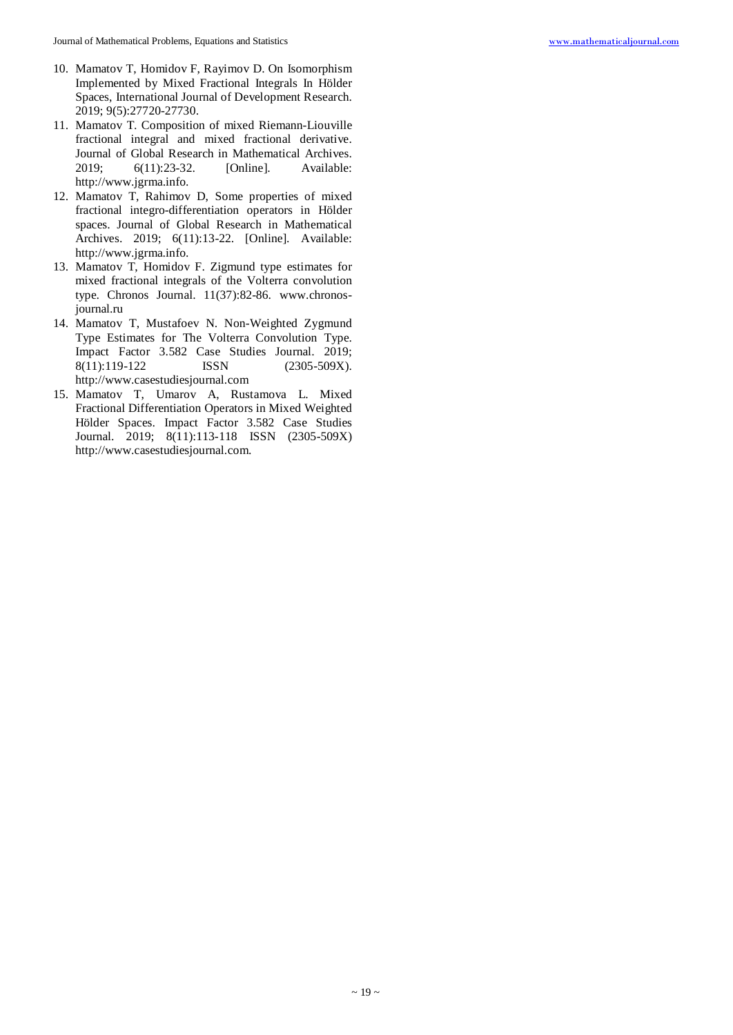10. Mamatov T, Homidov F, Rayimov D. On Isomorphism Implemented by Mixed Fractional Integrals In Hölder Spaces, International Journal of Development Research. 2019; 9(5):27720-27730.
11. Mamatov T. Composition of mixed Riemann-Liouville fractional integral and mixed fractional derivative. Journal of Global Research in Mathematical Archives. 2019; 6(11):23-32. [Online]. Available: http://www.jgrma.info.
12. Mamatov T, Rahimov D, Some properties of mixed fractional integro-differentiation operators in Hölder spaces. Journal of Global Research in Mathematical Archives. 2019; 6(11):13-22. [Online]. Available: http://www.jgrma.info.
13. Mamatov T, Homidov F. Zigmund type estimates for mixed fractional integrals of the Volterra convolution type. Chronos Journal. 11(37):82-86. www.chronos-journal.ru
14. Mamatov T, Mustafoev N. Non-Weighted Zygmund Type Estimates for The Volterra Convolution Type. Impact Factor 3.582 Case Studies Journal. 2019; 8(11):119-122 ISSN (2305-509X). http://www.casestudiesjournal.com
15. Mamatov T, Umarov A, Rustamova L. Mixed Fractional Differentiation Operators in Mixed Weighted Hölder Spaces. Impact Factor 3.582 Case Studies Journal. 2019; 8(11):113-118 ISSN (2305-509X) http://www.casestudiesjournal.com.